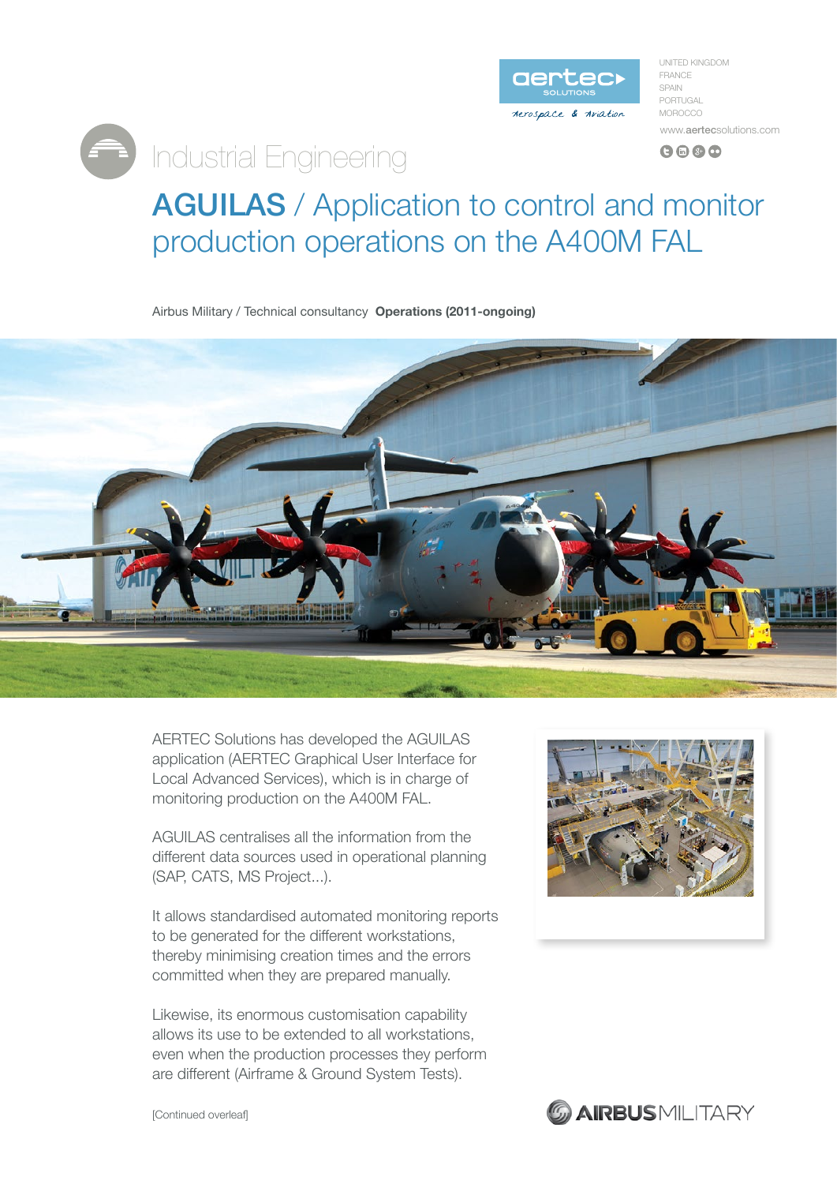aertec SOLUTIONS

Aerospace & Aviation

UNITED KINGDOM
FRANCE
SPAIN
PORTUGAL
MOROCCO

www.aertecsolutions.com

# Industrial Engineering

## AGUILAS / Application to control and monitor production operations on the A400M FAL

Airbus Military / Technical consultancy **Operations (2011-ongoing)**

AERTEC Solutions has developed the AGUILAS application (AERTEC Graphical User Interface for Local Advanced Services), which is in charge of monitoring production on the A400M FAL.

AGUILAS centralises all the information from the different data sources used in operational planning (SAP, CATS, MS Project...).

It allows standardised automated monitoring reports to be generated for the different workstations, thereby minimising creation times and the errors committed when they are prepared manually.

Likewise, its enormous customisation capability allows its use to be extended to all workstations, even when the production processes they perform are different (Airframe & Ground System Tests).

[Continued overleaf]

AIRBUS MILITARY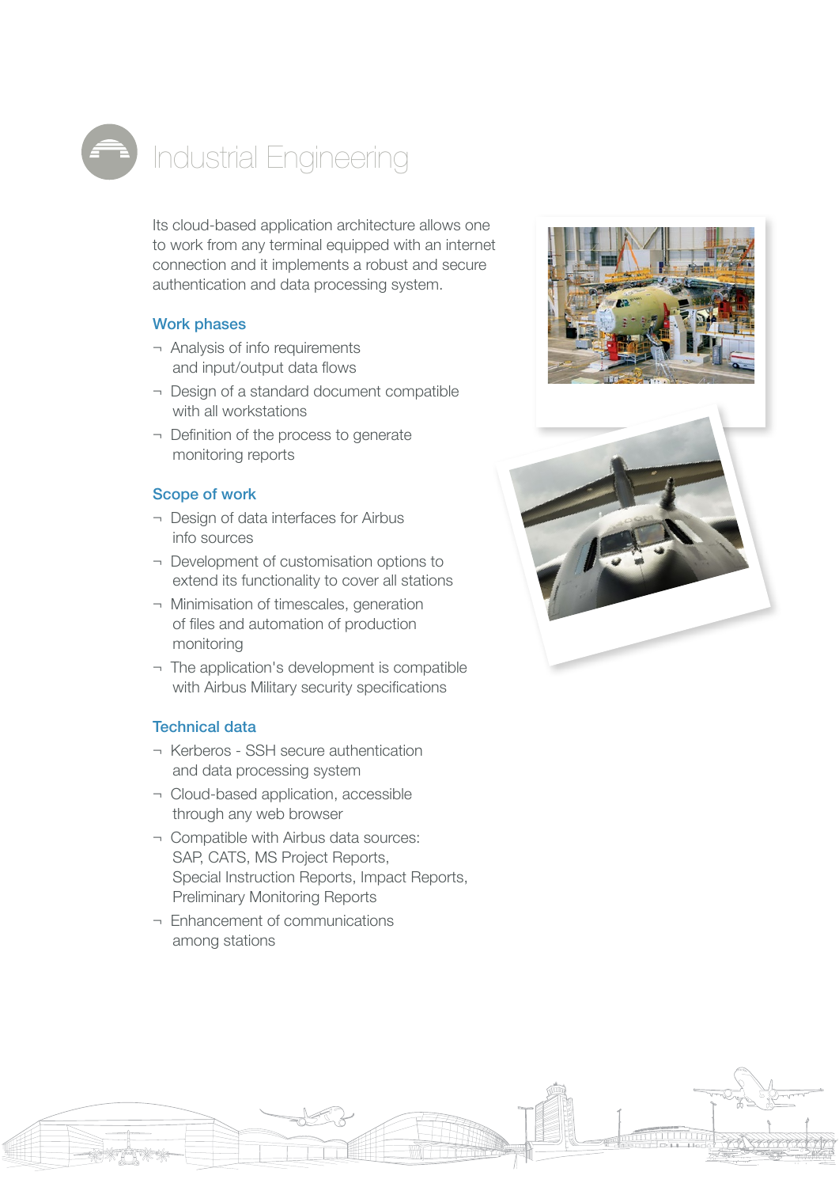# Industrial Engineering

Its cloud-based application architecture allows one to work from any terminal equipped with an internet connection and it implements a robust and secure authentication and data processing system.

## Work phases

- Analysis of info requirements and input/output data flows
- Design of a standard document compatible with all workstations
- Definition of the process to generate monitoring reports

## Scope of work

- Design of data interfaces for Airbus info sources
- Development of customisation options to extend its functionality to cover all stations
- Minimisation of timescales, generation of files and automation of production monitoring
- The application's development is compatible with Airbus Military security specifications

## Technical data

- Kerberos - SSH secure authentication and data processing system
- Cloud-based application, accessible through any web browser
- Compatible with Airbus data sources: SAP, CATS, MS Project Reports, Special Instruction Reports, Impact Reports, Preliminary Monitoring Reports
- Enhancement of communications among stations